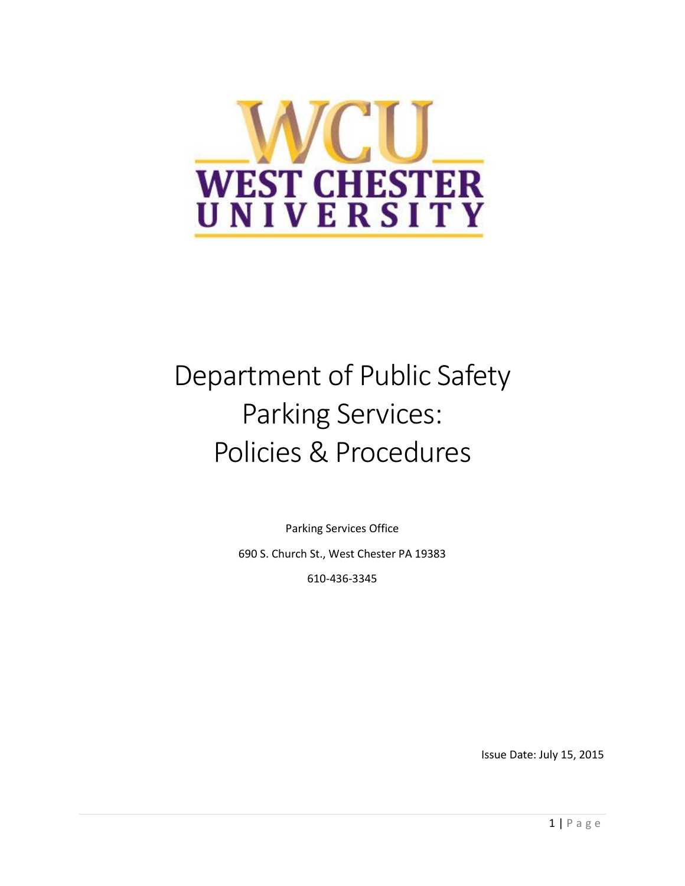WCU WEST CHESTER UNIVERSITY

# Department of Public Safety Parking Services: Policies & Procedures

Parking Services Office

690 S. Church St., West Chester PA 19383

610-436-3345

Issue Date: July 15, 2015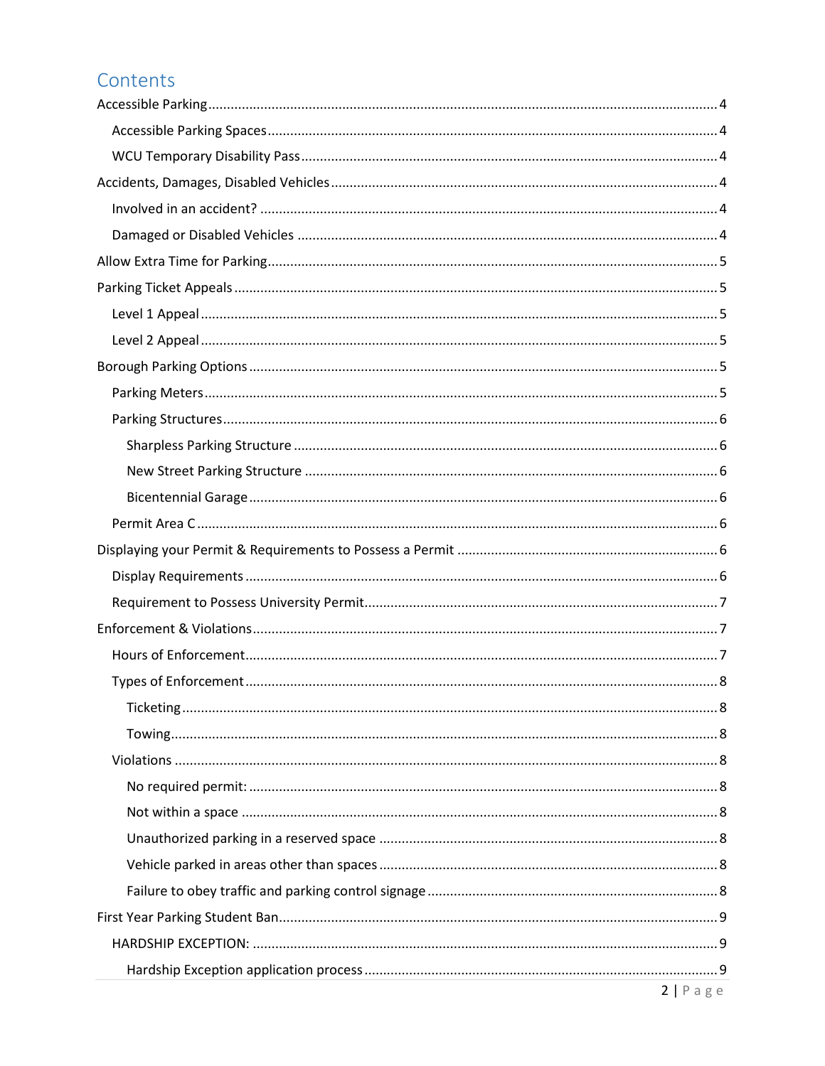# Contents

- Accessible Parking ..... 4
  - Accessible Parking Spaces ..... 4
  - WCU Temporary Disability Pass ..... 4
- Accidents, Damages, Disabled Vehicles ..... 4
  - Involved in an accident? ..... 4
  - Damaged or Disabled Vehicles ..... 4
- Allow Extra Time for Parking ..... 5
- Parking Ticket Appeals ..... 5
  - Level 1 Appeal ..... 5
  - Level 2 Appeal ..... 5
- Borough Parking Options ..... 5
  - Parking Meters ..... 5
  - Parking Structures ..... 6
    - Sharpless Parking Structure ..... 6
    - New Street Parking Structure ..... 6
    - Bicentennial Garage ..... 6
  - Permit Area C ..... 6
- Displaying your Permit & Requirements to Possess a Permit ..... 6
  - Display Requirements ..... 6
  - Requirement to Possess University Permit ..... 7
- Enforcement & Violations ..... 7
  - Hours of Enforcement ..... 7
  - Types of Enforcement ..... 8
    - Ticketing ..... 8
    - Towing ..... 8
  - Violations ..... 8
    - No required permit: ..... 8
    - Not within a space ..... 8
    - Unauthorized parking in a reserved space ..... 8
    - Vehicle parked in areas other than spaces ..... 8
    - Failure to obey traffic and parking control signage ..... 8
- First Year Parking Student Ban ..... 9
  - HARDSHIP EXCEPTION: ..... 9
    - Hardship Exception application process ..... 9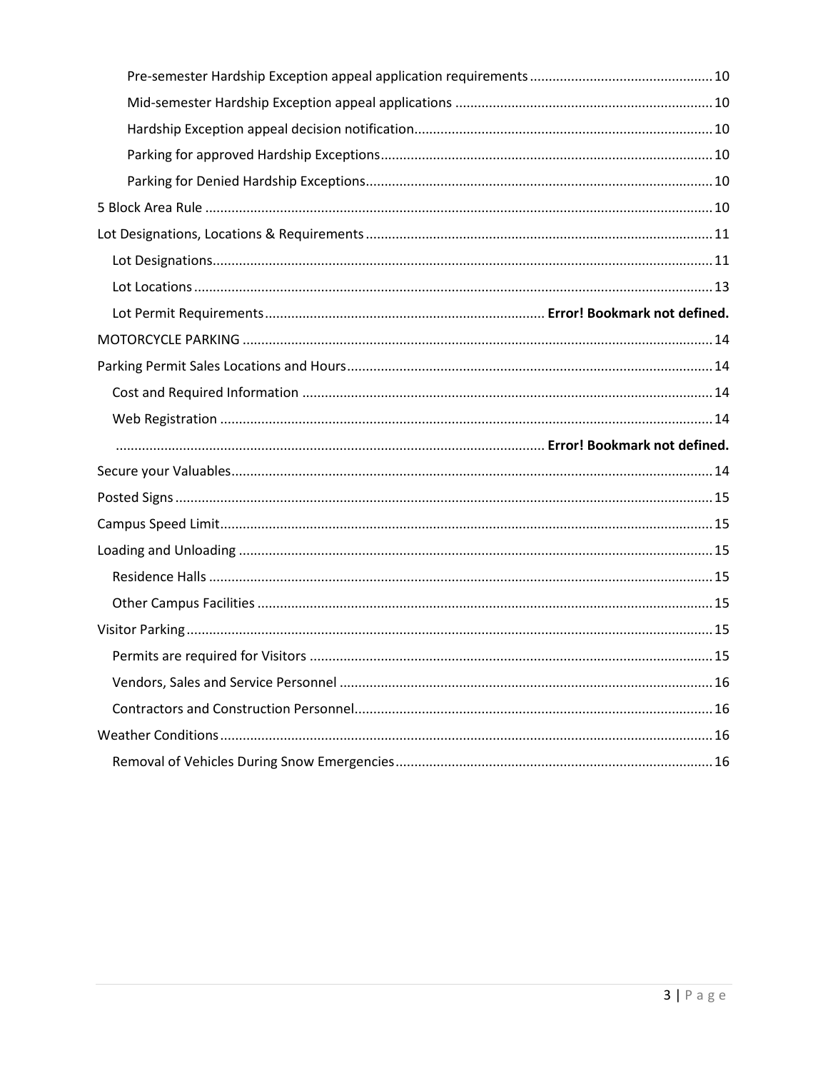Pre-semester Hardship Exception appeal application requirements ........ 10

Mid-semester Hardship Exception appeal applications ........ 10

Hardship Exception appeal decision notification ........ 10

Parking for approved Hardship Exceptions ........ 10

Parking for Denied Hardship Exceptions ........ 10

5 Block Area Rule ........ 10

Lot Designations, Locations & Requirements ........ 11

Lot Designations ........ 11

Lot Locations ........ 13

Lot Permit Requirements ........ **Error! Bookmark not defined.**

MOTORCYCLE PARKING ........ 14

Parking Permit Sales Locations and Hours ........ 14

Cost and Required Information ........ 14

Web Registration ........ 14

........ **Error! Bookmark not defined.**

Secure your Valuables ........ 14

Posted Signs ........ 15

Campus Speed Limit ........ 15

Loading and Unloading ........ 15

Residence Halls ........ 15

Other Campus Facilities ........ 15

Visitor Parking ........ 15

Permits are required for Visitors ........ 15

Vendors, Sales and Service Personnel ........ 16

Contractors and Construction Personnel ........ 16

Weather Conditions ........ 16

Removal of Vehicles During Snow Emergencies ........ 16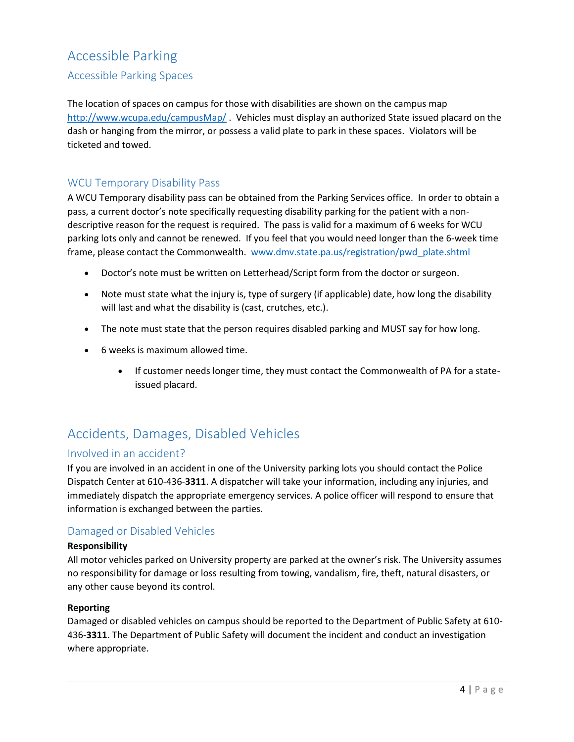# Accessible Parking

## Accessible Parking Spaces

The location of spaces on campus for those with disabilities are shown on the campus map [http://www.wcupa.edu/campusMap/](http://www.wcupa.edu/campusMap/) . Vehicles must display an authorized State issued placard on the dash or hanging from the mirror, or possess a valid plate to park in these spaces. Violators will be ticketed and towed.

## WCU Temporary Disability Pass

A WCU Temporary disability pass can be obtained from the Parking Services office. In order to obtain a pass, a current doctor's note specifically requesting disability parking for the patient with a non-descriptive reason for the request is required. The pass is valid for a maximum of 6 weeks for WCU parking lots only and cannot be renewed. If you feel that you would need longer than the 6-week time frame, please contact the Commonwealth. [www.dmv.state.pa.us/registration/pwd_plate.shtml](www.dmv.state.pa.us/registration/pwd_plate.shtml)

- Doctor's note must be written on Letterhead/Script form from the doctor or surgeon.
- Note must state what the injury is, type of surgery (if applicable) date, how long the disability will last and what the disability is (cast, crutches, etc.).
- The note must state that the person requires disabled parking and MUST say for how long.
- 6 weeks is maximum allowed time.
    - If customer needs longer time, they must contact the Commonwealth of PA for a state-issued placard.

# Accidents, Damages, Disabled Vehicles

## Involved in an accident?

If you are involved in an accident in one of the University parking lots you should contact the Police Dispatch Center at 610-436-**3311**. A dispatcher will take your information, including any injuries, and immediately dispatch the appropriate emergency services. A police officer will respond to ensure that information is exchanged between the parties.

## Damaged or Disabled Vehicles

**Responsibility**

All motor vehicles parked on University property are parked at the owner's risk. The University assumes no responsibility for damage or loss resulting from towing, vandalism, fire, theft, natural disasters, or any other cause beyond its control.

**Reporting**

Damaged or disabled vehicles on campus should be reported to the Department of Public Safety at 610-436-**3311**. The Department of Public Safety will document the incident and conduct an investigation where appropriate.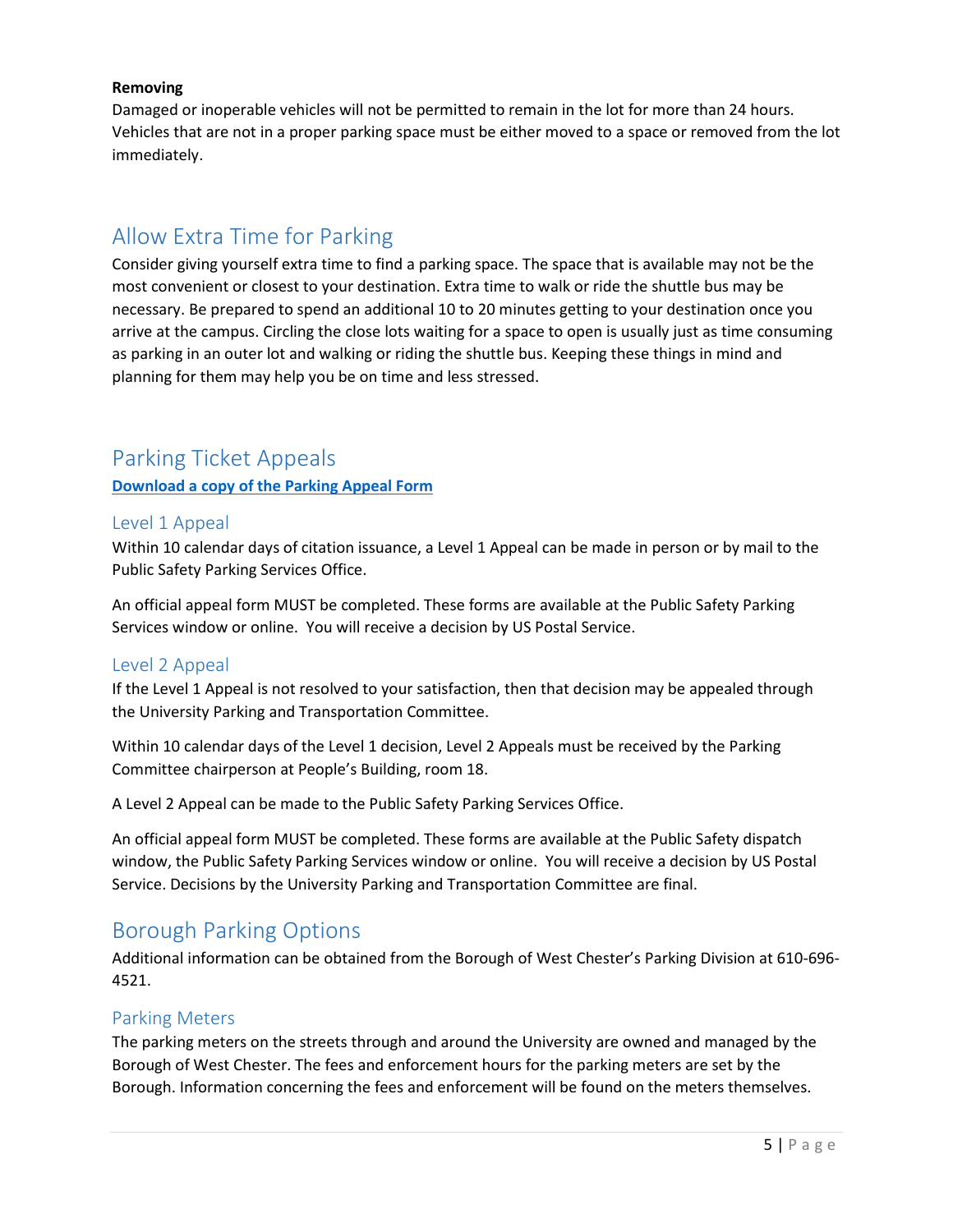**Removing**

Damaged or inoperable vehicles will not be permitted to remain in the lot for more than 24 hours. Vehicles that are not in a proper parking space must be either moved to a space or removed from the lot immediately.

## Allow Extra Time for Parking

Consider giving yourself extra time to find a parking space. The space that is available may not be the most convenient or closest to your destination. Extra time to walk or ride the shuttle bus may be necessary. Be prepared to spend an additional 10 to 20 minutes getting to your destination once you arrive at the campus. Circling the close lots waiting for a space to open is usually just as time consuming as parking in an outer lot and walking or riding the shuttle bus. Keeping these things in mind and planning for them may help you be on time and less stressed.

## Parking Ticket Appeals

**Download a copy of the Parking Appeal Form**

### Level 1 Appeal

Within 10 calendar days of citation issuance, a Level 1 Appeal can be made in person or by mail to the Public Safety Parking Services Office.

An official appeal form MUST be completed. These forms are available at the Public Safety Parking Services window or online. You will receive a decision by US Postal Service.

### Level 2 Appeal

If the Level 1 Appeal is not resolved to your satisfaction, then that decision may be appealed through the University Parking and Transportation Committee.

Within 10 calendar days of the Level 1 decision, Level 2 Appeals must be received by the Parking Committee chairperson at People's Building, room 18.

A Level 2 Appeal can be made to the Public Safety Parking Services Office.

An official appeal form MUST be completed. These forms are available at the Public Safety dispatch window, the Public Safety Parking Services window or online. You will receive a decision by US Postal Service. Decisions by the University Parking and Transportation Committee are final.

## Borough Parking Options

Additional information can be obtained from the Borough of West Chester's Parking Division at 610-696-4521.

### Parking Meters

The parking meters on the streets through and around the University are owned and managed by the Borough of West Chester. The fees and enforcement hours for the parking meters are set by the Borough. Information concerning the fees and enforcement will be found on the meters themselves.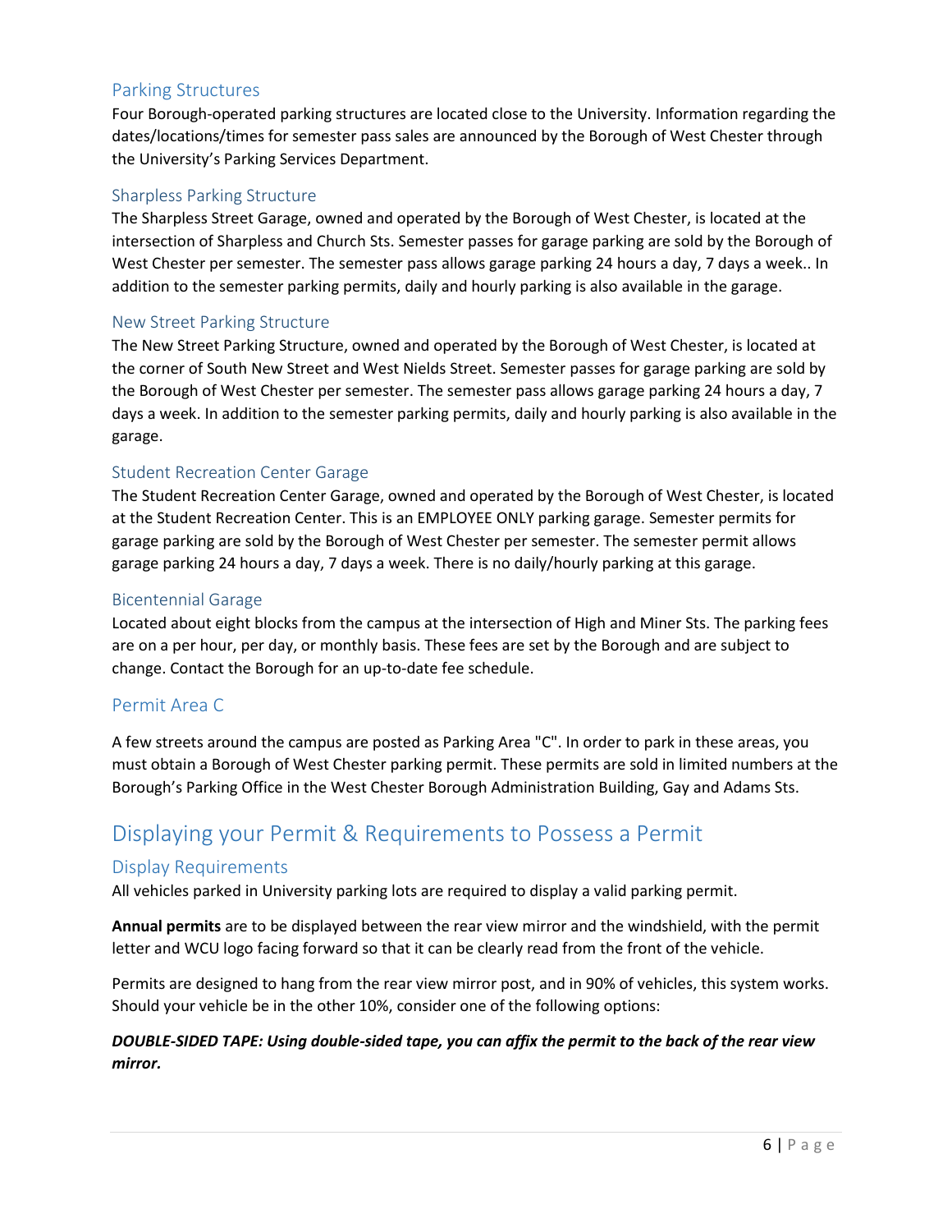## Parking Structures

Four Borough-operated parking structures are located close to the University. Information regarding the dates/locations/times for semester pass sales are announced by the Borough of West Chester through the University's Parking Services Department.

### Sharpless Parking Structure

The Sharpless Street Garage, owned and operated by the Borough of West Chester, is located at the intersection of Sharpless and Church Sts. Semester passes for garage parking are sold by the Borough of West Chester per semester. The semester pass allows garage parking 24 hours a day, 7 days a week.. In addition to the semester parking permits, daily and hourly parking is also available in the garage.

### New Street Parking Structure

The New Street Parking Structure, owned and operated by the Borough of West Chester, is located at the corner of South New Street and West Nields Street. Semester passes for garage parking are sold by the Borough of West Chester per semester. The semester pass allows garage parking 24 hours a day, 7 days a week. In addition to the semester parking permits, daily and hourly parking is also available in the garage.

### Student Recreation Center Garage

The Student Recreation Center Garage, owned and operated by the Borough of West Chester, is located at the Student Recreation Center. This is an EMPLOYEE ONLY parking garage. Semester permits for garage parking are sold by the Borough of West Chester per semester. The semester permit allows garage parking 24 hours a day, 7 days a week. There is no daily/hourly parking at this garage.

### Bicentennial Garage

Located about eight blocks from the campus at the intersection of High and Miner Sts. The parking fees are on a per hour, per day, or monthly basis. These fees are set by the Borough and are subject to change. Contact the Borough for an up-to-date fee schedule.

## Permit Area C

A few streets around the campus are posted as Parking Area "C". In order to park in these areas, you must obtain a Borough of West Chester parking permit. These permits are sold in limited numbers at the Borough's Parking Office in the West Chester Borough Administration Building, Gay and Adams Sts.

# Displaying your Permit & Requirements to Possess a Permit

## Display Requirements

All vehicles parked in University parking lots are required to display a valid parking permit.

**Annual permits** are to be displayed between the rear view mirror and the windshield, with the permit letter and WCU logo facing forward so that it can be clearly read from the front of the vehicle.

Permits are designed to hang from the rear view mirror post, and in 90% of vehicles, this system works. Should your vehicle be in the other 10%, consider one of the following options:

***DOUBLE-SIDED TAPE: Using double-sided tape, you can affix the permit to the back of the rear view mirror.***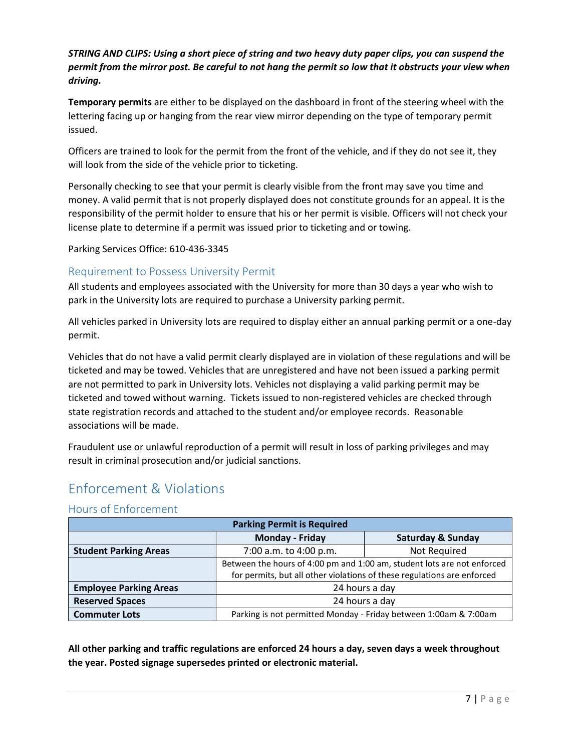***STRING AND CLIPS: Using a short piece of string and two heavy duty paper clips, you can suspend the permit from the mirror post. Be careful to not hang the permit so low that it obstructs your view when driving.***

**Temporary permits** are either to be displayed on the dashboard in front of the steering wheel with the lettering facing up or hanging from the rear view mirror depending on the type of temporary permit issued.

Officers are trained to look for the permit from the front of the vehicle, and if they do not see it, they will look from the side of the vehicle prior to ticketing.

Personally checking to see that your permit is clearly visible from the front may save you time and money. A valid permit that is not properly displayed does not constitute grounds for an appeal. It is the responsibility of the permit holder to ensure that his or her permit is visible. Officers will not check your license plate to determine if a permit was issued prior to ticketing and or towing.

Parking Services Office: 610-436-3345

### Requirement to Possess University Permit

All students and employees associated with the University for more than 30 days a year who wish to park in the University lots are required to purchase a University parking permit.

All vehicles parked in University lots are required to display either an annual parking permit or a one-day permit.

Vehicles that do not have a valid permit clearly displayed are in violation of these regulations and will be ticketed and may be towed. Vehicles that are unregistered and have not been issued a parking permit are not permitted to park in University lots. Vehicles not displaying a valid parking permit may be ticketed and towed without warning. Tickets issued to non-registered vehicles are checked through state registration records and attached to the student and/or employee records. Reasonable associations will be made.

Fraudulent use or unlawful reproduction of a permit will result in loss of parking privileges and may result in criminal prosecution and/or judicial sanctions.

## Enforcement & Violations

### Hours of Enforcement

| Parking Permit is Required | | |
|---|---|---|
| | **Monday - Friday** | **Saturday & Sunday** |
| **Student Parking Areas** | 7:00 a.m. to 4:00 p.m. | Not Required |
| | Between the hours of 4:00 pm and 1:00 am, student lots are not enforced for permits, but all other violations of these regulations are enforced | |
| **Employee Parking Areas** | 24 hours a day | |
| **Reserved Spaces** | 24 hours a day | |
| **Commuter Lots** | Parking is not permitted Monday - Friday between 1:00am & 7:00am | |

**All other parking and traffic regulations are enforced 24 hours a day, seven days a week throughout the year. Posted signage supersedes printed or electronic material.**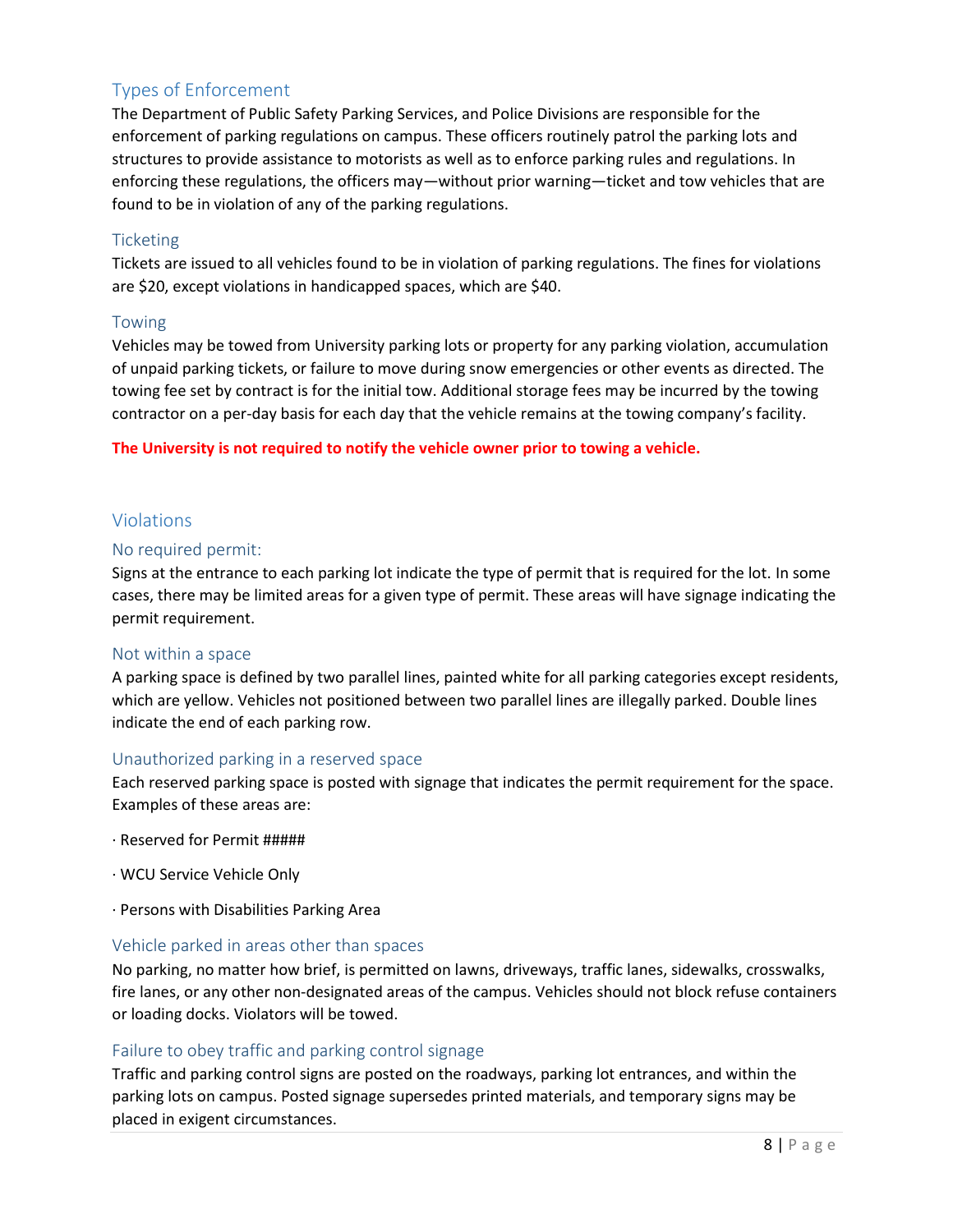## Types of Enforcement

The Department of Public Safety Parking Services, and Police Divisions are responsible for the enforcement of parking regulations on campus. These officers routinely patrol the parking lots and structures to provide assistance to motorists as well as to enforce parking rules and regulations. In enforcing these regulations, the officers may—without prior warning—ticket and tow vehicles that are found to be in violation of any of the parking regulations.

### Ticketing

Tickets are issued to all vehicles found to be in violation of parking regulations. The fines for violations are $20, except violations in handicapped spaces, which are $40.

### Towing

Vehicles may be towed from University parking lots or property for any parking violation, accumulation of unpaid parking tickets, or failure to move during snow emergencies or other events as directed. The towing fee set by contract is for the initial tow. Additional storage fees may be incurred by the towing contractor on a per-day basis for each day that the vehicle remains at the towing company's facility.

**The University is not required to notify the vehicle owner prior to towing a vehicle.**

## Violations

### No required permit:

Signs at the entrance to each parking lot indicate the type of permit that is required for the lot. In some cases, there may be limited areas for a given type of permit. These areas will have signage indicating the permit requirement.

### Not within a space

A parking space is defined by two parallel lines, painted white for all parking categories except residents, which are yellow. Vehicles not positioned between two parallel lines are illegally parked. Double lines indicate the end of each parking row.

### Unauthorized parking in a reserved space

Each reserved parking space is posted with signage that indicates the permit requirement for the space. Examples of these areas are:

· Reserved for Permit #####

· WCU Service Vehicle Only

· Persons with Disabilities Parking Area

### Vehicle parked in areas other than spaces

No parking, no matter how brief, is permitted on lawns, driveways, traffic lanes, sidewalks, crosswalks, fire lanes, or any other non-designated areas of the campus. Vehicles should not block refuse containers or loading docks. Violators will be towed.

### Failure to obey traffic and parking control signage

Traffic and parking control signs are posted on the roadways, parking lot entrances, and within the parking lots on campus. Posted signage supersedes printed materials, and temporary signs may be placed in exigent circumstances.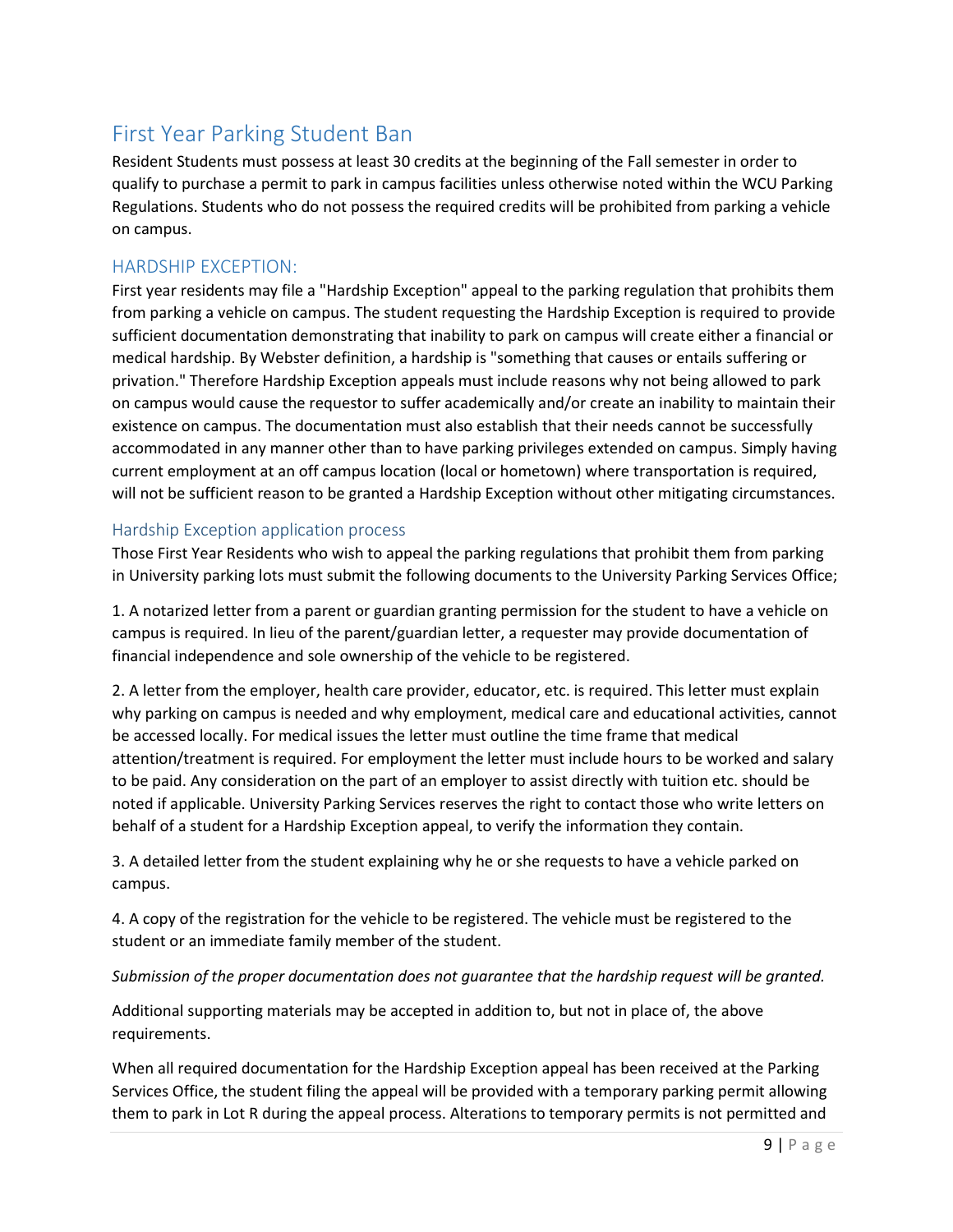## First Year Parking Student Ban

Resident Students must possess at least 30 credits at the beginning of the Fall semester in order to qualify to purchase a permit to park in campus facilities unless otherwise noted within the WCU Parking Regulations. Students who do not possess the required credits will be prohibited from parking a vehicle on campus.

### HARDSHIP EXCEPTION:

First year residents may file a "Hardship Exception" appeal to the parking regulation that prohibits them from parking a vehicle on campus. The student requesting the Hardship Exception is required to provide sufficient documentation demonstrating that inability to park on campus will create either a financial or medical hardship. By Webster definition, a hardship is "something that causes or entails suffering or privation." Therefore Hardship Exception appeals must include reasons why not being allowed to park on campus would cause the requestor to suffer academically and/or create an inability to maintain their existence on campus. The documentation must also establish that their needs cannot be successfully accommodated in any manner other than to have parking privileges extended on campus. Simply having current employment at an off campus location (local or hometown) where transportation is required, will not be sufficient reason to be granted a Hardship Exception without other mitigating circumstances.

#### Hardship Exception application process

Those First Year Residents who wish to appeal the parking regulations that prohibit them from parking in University parking lots must submit the following documents to the University Parking Services Office;

1. A notarized letter from a parent or guardian granting permission for the student to have a vehicle on campus is required. In lieu of the parent/guardian letter, a requester may provide documentation of financial independence and sole ownership of the vehicle to be registered.

2. A letter from the employer, health care provider, educator, etc. is required. This letter must explain why parking on campus is needed and why employment, medical care and educational activities, cannot be accessed locally. For medical issues the letter must outline the time frame that medical attention/treatment is required. For employment the letter must include hours to be worked and salary to be paid. Any consideration on the part of an employer to assist directly with tuition etc. should be noted if applicable. University Parking Services reserves the right to contact those who write letters on behalf of a student for a Hardship Exception appeal, to verify the information they contain.

3. A detailed letter from the student explaining why he or she requests to have a vehicle parked on campus.

4. A copy of the registration for the vehicle to be registered. The vehicle must be registered to the student or an immediate family member of the student.

*Submission of the proper documentation does not guarantee that the hardship request will be granted.*

Additional supporting materials may be accepted in addition to, but not in place of, the above requirements.

When all required documentation for the Hardship Exception appeal has been received at the Parking Services Office, the student filing the appeal will be provided with a temporary parking permit allowing them to park in Lot R during the appeal process. Alterations to temporary permits is not permitted and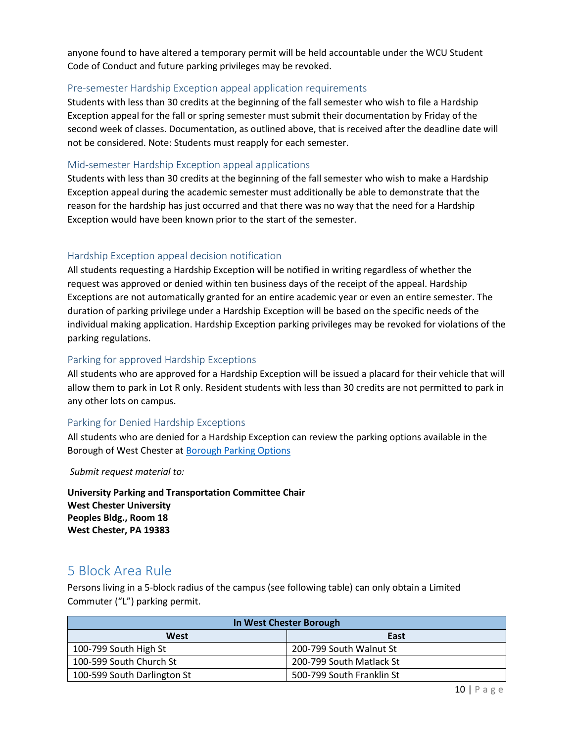anyone found to have altered a temporary permit will be held accountable under the WCU Student Code of Conduct and future parking privileges may be revoked.

### Pre-semester Hardship Exception appeal application requirements

Students with less than 30 credits at the beginning of the fall semester who wish to file a Hardship Exception appeal for the fall or spring semester must submit their documentation by Friday of the second week of classes. Documentation, as outlined above, that is received after the deadline date will not be considered. Note: Students must reapply for each semester.

### Mid-semester Hardship Exception appeal applications

Students with less than 30 credits at the beginning of the fall semester who wish to make a Hardship Exception appeal during the academic semester must additionally be able to demonstrate that the reason for the hardship has just occurred and that there was no way that the need for a Hardship Exception would have been known prior to the start of the semester.

### Hardship Exception appeal decision notification

All students requesting a Hardship Exception will be notified in writing regardless of whether the request was approved or denied within ten business days of the receipt of the appeal. Hardship Exceptions are not automatically granted for an entire academic year or even an entire semester. The duration of parking privilege under a Hardship Exception will be based on the specific needs of the individual making application. Hardship Exception parking privileges may be revoked for violations of the parking regulations.

### Parking for approved Hardship Exceptions

All students who are approved for a Hardship Exception will be issued a placard for their vehicle that will allow them to park in Lot R only. Resident students with less than 30 credits are not permitted to park in any other lots on campus.

### Parking for Denied Hardship Exceptions

All students who are denied for a Hardship Exception can review the parking options available in the Borough of West Chester at Borough Parking Options

*Submit request material to:*

**University Parking and Transportation Committee Chair**
**West Chester University**
**Peoples Bldg., Room 18**
**West Chester, PA 19383**

## 5 Block Area Rule

Persons living in a 5-block radius of the campus (see following table) can only obtain a Limited Commuter ("L") parking permit.

| In West Chester Borough | |
|---|---|
| **West** | **East** |
| 100-799 South High St | 200-799 South Walnut St |
| 100-599 South Church St | 200-799 South Matlack St |
| 100-599 South Darlington St | 500-799 South Franklin St |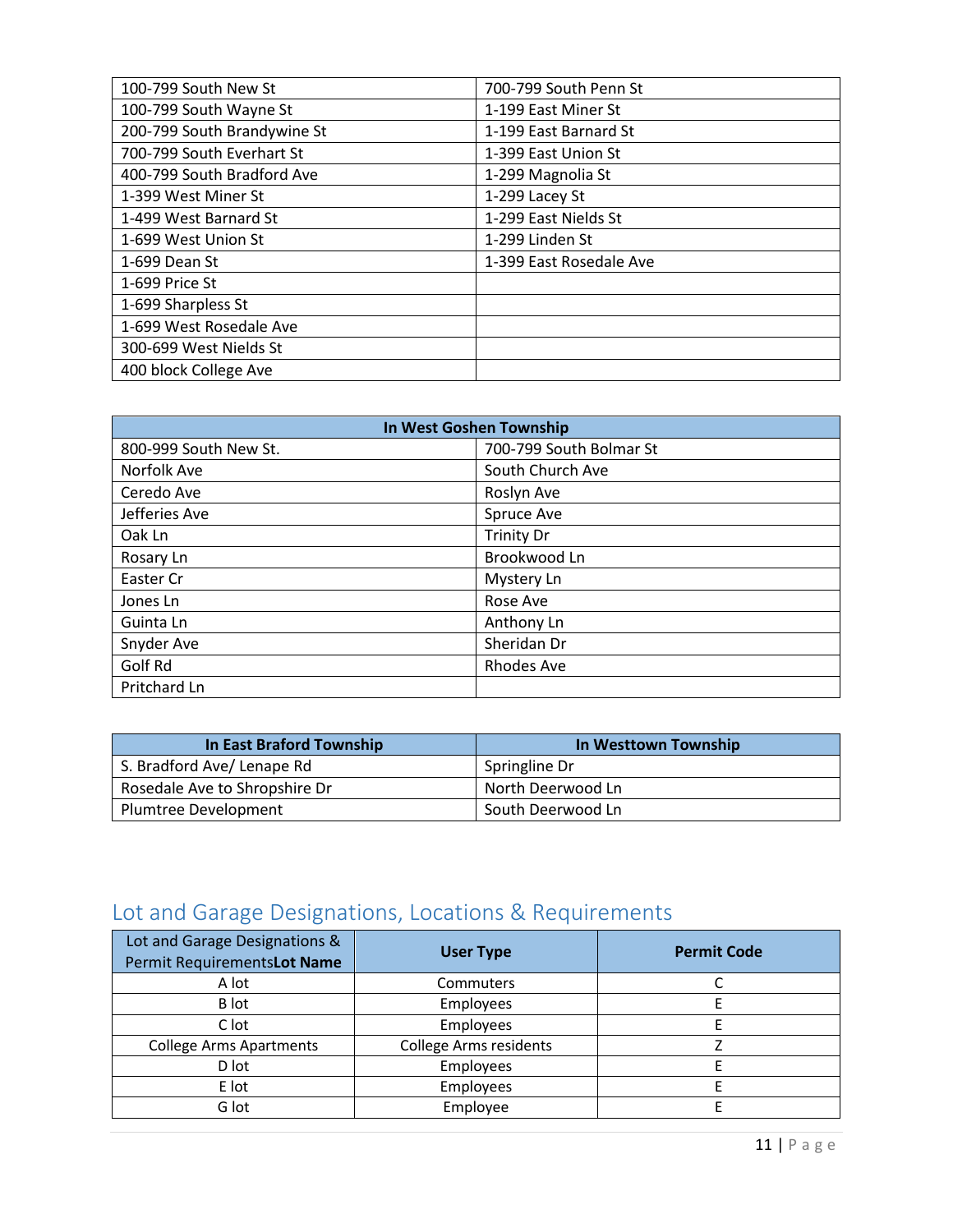| 100-799 South New St | 700-799 South Penn St |
|---|---|
| 100-799 South Wayne St | 1-199 East Miner St |
| 200-799 South Brandywine St | 1-199 East Barnard St |
| 700-799 South Everhart St | 1-399 East Union St |
| 400-799 South Bradford Ave | 1-299 Magnolia St |
| 1-399 West Miner St | 1-299 Lacey St |
| 1-499 West Barnard St | 1-299 East Nields St |
| 1-699 West Union St | 1-299 Linden St |
| 1-699 Dean St | 1-399 East Rosedale Ave |
| 1-699 Price St | |
| 1-699 Sharpless St | |
| 1-699 West Rosedale Ave | |
| 300-699 West Nields St | |
| 400 block College Ave | |

| In West Goshen Township | |
|---|---|
| 800-999 South New St. | 700-799 South Bolmar St |
| Norfolk Ave | South Church Ave |
| Ceredo Ave | Roslyn Ave |
| Jefferies Ave | Spruce Ave |
| Oak Ln | Trinity Dr |
| Rosary Ln | Brookwood Ln |
| Easter Cr | Mystery Ln |
| Jones Ln | Rose Ave |
| Guinta Ln | Anthony Ln |
| Snyder Ave | Sheridan Dr |
| Golf Rd | Rhodes Ave |
| Pritchard Ln | |

| In East Braford Township | In Westtown Township |
|---|---|
| S. Bradford Ave/ Lenape Rd | Springline Dr |
| Rosedale Ave to Shropshire Dr | North Deerwood Ln |
| Plumtree Development | South Deerwood Ln |

## Lot and Garage Designations, Locations & Requirements

| Lot and Garage Designations & Permit Requirements**Lot Name** | User Type | Permit Code |
|---|---|---|
| A lot | Commuters | C |
| B lot | Employees | E |
| C lot | Employees | E |
| College Arms Apartments | College Arms residents | Z |
| D lot | Employees | E |
| E lot | Employees | E |
| G lot | Employee | E |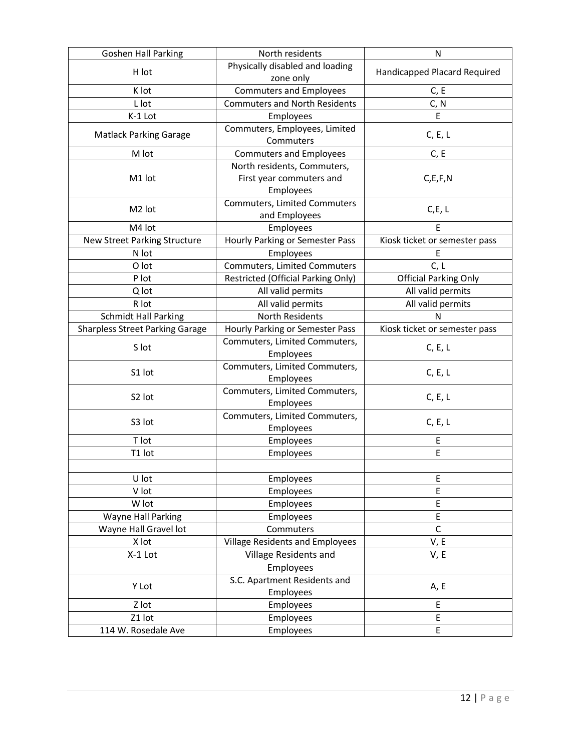| Goshen Hall Parking | North residents | N |
|---|---|---|
| H lot | Physically disabled and loading zone only | Handicapped Placard Required |
| K lot | Commuters and Employees | C, E |
| L lot | Commuters and North Residents | C, N |
| K-1 Lot | Employees | E |
| Matlack Parking Garage | Commuters, Employees, Limited Commuters | C, E, L |
| M lot | Commuters and Employees | C, E |
| M1 lot | North residents, Commuters, First year commuters and Employees | C,E,F,N |
| M2 lot | Commuters, Limited Commuters and Employees | C,E, L |
| M4 lot | Employees | E |
| New Street Parking Structure | Hourly Parking or Semester Pass | Kiosk ticket or semester pass |
| N lot | Employees | E |
| O lot | Commuters, Limited Commuters | C, L |
| P lot | Restricted (Official Parking Only) | Official Parking Only |
| Q lot | All valid permits | All valid permits |
| R lot | All valid permits | All valid permits |
| Schmidt Hall Parking | North Residents | N |
| Sharpless Street Parking Garage | Hourly Parking or Semester Pass | Kiosk ticket or semester pass |
| S lot | Commuters, Limited Commuters, Employees | C, E, L |
| S1 lot | Commuters, Limited Commuters, Employees | C, E, L |
| S2 lot | Commuters, Limited Commuters, Employees | C, E, L |
| S3 lot | Commuters, Limited Commuters, Employees | C, E, L |
| T lot | Employees | E |
| T1 lot | Employees | E |
| | | |
| U lot | Employees | E |
| V lot | Employees | E |
| W lot | Employees | E |
| Wayne Hall Parking | Employees | E |
| Wayne Hall Gravel lot | Commuters | C |
| X lot | Village Residents and Employees | V, E |
| X-1 Lot | Village Residents and Employees | V, E |
| Y Lot | S.C. Apartment Residents and Employees | A, E |
| Z lot | Employees | E |
| Z1 lot | Employees | E |
| 114 W. Rosedale Ave | Employees | E |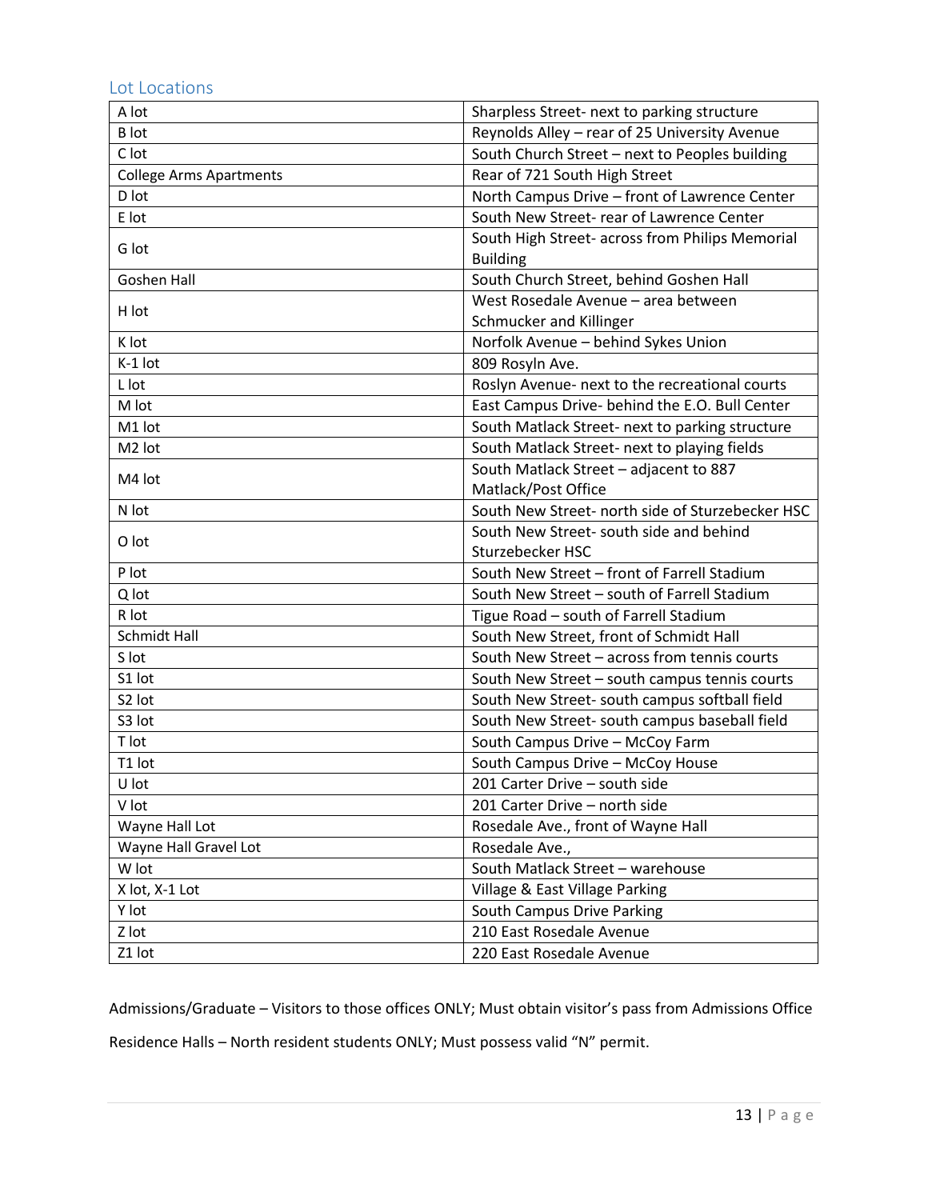## Lot Locations

| | |
|---|---|
| A lot | Sharpless Street- next to parking structure |
| B lot | Reynolds Alley – rear of 25 University Avenue |
| C lot | South Church Street – next to Peoples building |
| College Arms Apartments | Rear of 721 South High Street |
| D lot | North Campus Drive – front of Lawrence Center |
| E lot | South New Street- rear of Lawrence Center |
| G lot | South High Street- across from Philips Memorial Building |
| Goshen Hall | South Church Street, behind Goshen Hall |
| H lot | West Rosedale Avenue – area between Schmucker and Killinger |
| K lot | Norfolk Avenue – behind Sykes Union |
| K-1 lot | 809 Rosyln Ave. |
| L lot | Roslyn Avenue- next to the recreational courts |
| M lot | East Campus Drive- behind the E.O. Bull Center |
| M1 lot | South Matlack Street- next to parking structure |
| M2 lot | South Matlack Street- next to playing fields |
| M4 lot | South Matlack Street – adjacent to 887 Matlack/Post Office |
| N lot | South New Street- north side of Sturzebecker HSC |
| O lot | South New Street- south side and behind Sturzebecker HSC |
| P lot | South New Street – front of Farrell Stadium |
| Q lot | South New Street – south of Farrell Stadium |
| R lot | Tigue Road – south of Farrell Stadium |
| Schmidt Hall | South New Street, front of Schmidt Hall |
| S lot | South New Street – across from tennis courts |
| S1 lot | South New Street – south campus tennis courts |
| S2 lot | South New Street- south campus softball field |
| S3 lot | South New Street- south campus baseball field |
| T lot | South Campus Drive – McCoy Farm |
| T1 lot | South Campus Drive – McCoy House |
| U lot | 201 Carter Drive – south side |
| V lot | 201 Carter Drive – north side |
| Wayne Hall Lot | Rosedale Ave., front of Wayne Hall |
| Wayne Hall Gravel Lot | Rosedale Ave., |
| W lot | South Matlack Street – warehouse |
| X lot, X-1 Lot | Village & East Village Parking |
| Y lot | South Campus Drive Parking |
| Z lot | 210 East Rosedale Avenue |
| Z1 lot | 220 East Rosedale Avenue |

Admissions/Graduate – Visitors to those offices ONLY; Must obtain visitor's pass from Admissions Office

Residence Halls – North resident students ONLY; Must possess valid "N" permit.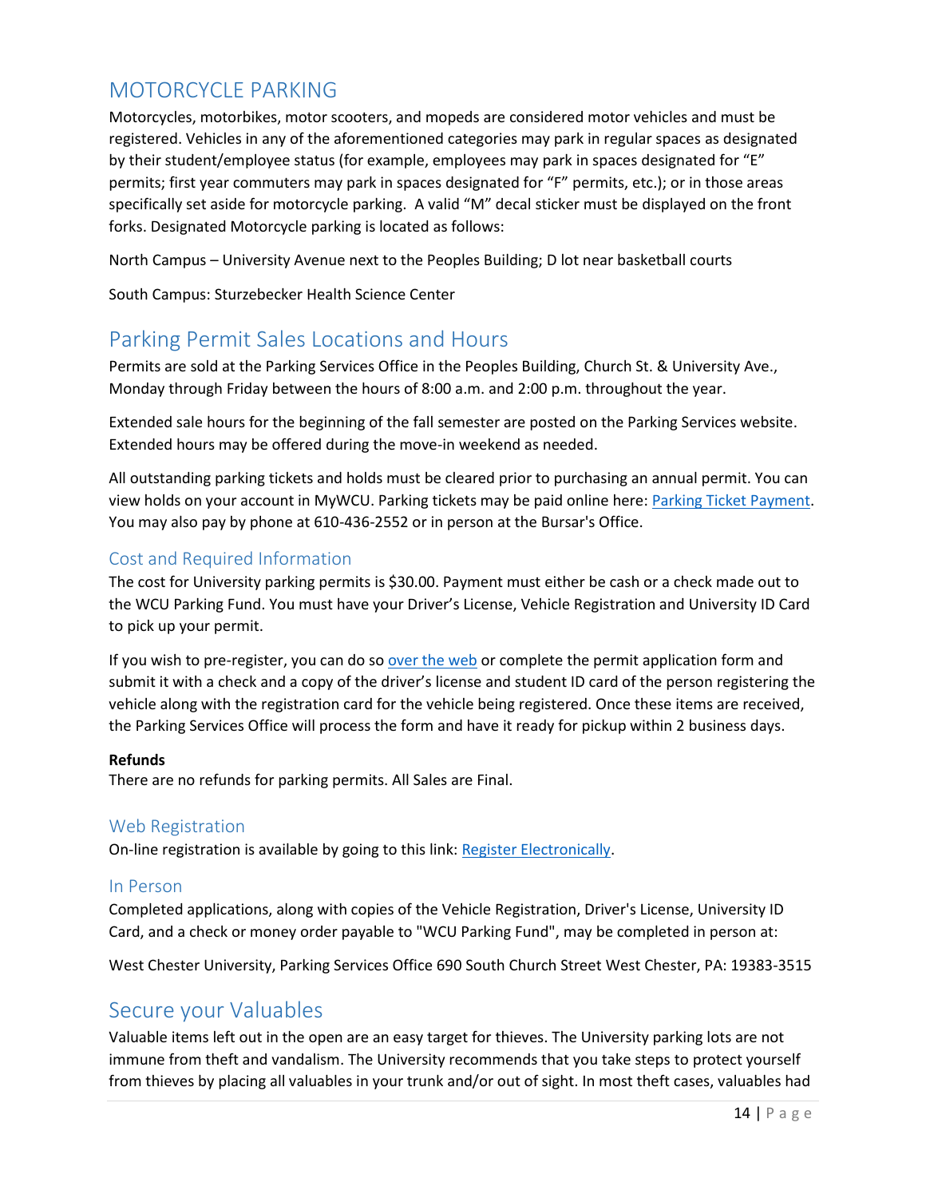## MOTORCYCLE PARKING

Motorcycles, motorbikes, motor scooters, and mopeds are considered motor vehicles and must be registered. Vehicles in any of the aforementioned categories may park in regular spaces as designated by their student/employee status (for example, employees may park in spaces designated for "E" permits; first year commuters may park in spaces designated for "F" permits, etc.); or in those areas specifically set aside for motorcycle parking. A valid "M" decal sticker must be displayed on the front forks. Designated Motorcycle parking is located as follows:

North Campus – University Avenue next to the Peoples Building; D lot near basketball courts

South Campus: Sturzebecker Health Science Center

## Parking Permit Sales Locations and Hours

Permits are sold at the Parking Services Office in the Peoples Building, Church St. & University Ave., Monday through Friday between the hours of 8:00 a.m. and 2:00 p.m. throughout the year.

Extended sale hours for the beginning of the fall semester are posted on the Parking Services website. Extended hours may be offered during the move-in weekend as needed.

All outstanding parking tickets and holds must be cleared prior to purchasing an annual permit. You can view holds on your account in MyWCU. Parking tickets may be paid online here: Parking Ticket Payment. You may also pay by phone at 610-436-2552 or in person at the Bursar's Office.

### Cost and Required Information

The cost for University parking permits is $30.00. Payment must either be cash or a check made out to the WCU Parking Fund. You must have your Driver's License, Vehicle Registration and University ID Card to pick up your permit.

If you wish to pre-register, you can do so over the web or complete the permit application form and submit it with a check and a copy of the driver's license and student ID card of the person registering the vehicle along with the registration card for the vehicle being registered. Once these items are received, the Parking Services Office will process the form and have it ready for pickup within 2 business days.

**Refunds**
There are no refunds for parking permits. All Sales are Final.

### Web Registration

On-line registration is available by going to this link: Register Electronically.

### In Person

Completed applications, along with copies of the Vehicle Registration, Driver's License, University ID Card, and a check or money order payable to "WCU Parking Fund", may be completed in person at:

West Chester University, Parking Services Office 690 South Church Street West Chester, PA: 19383-3515

## Secure your Valuables

Valuable items left out in the open are an easy target for thieves. The University parking lots are not immune from theft and vandalism. The University recommends that you take steps to protect yourself from thieves by placing all valuables in your trunk and/or out of sight. In most theft cases, valuables had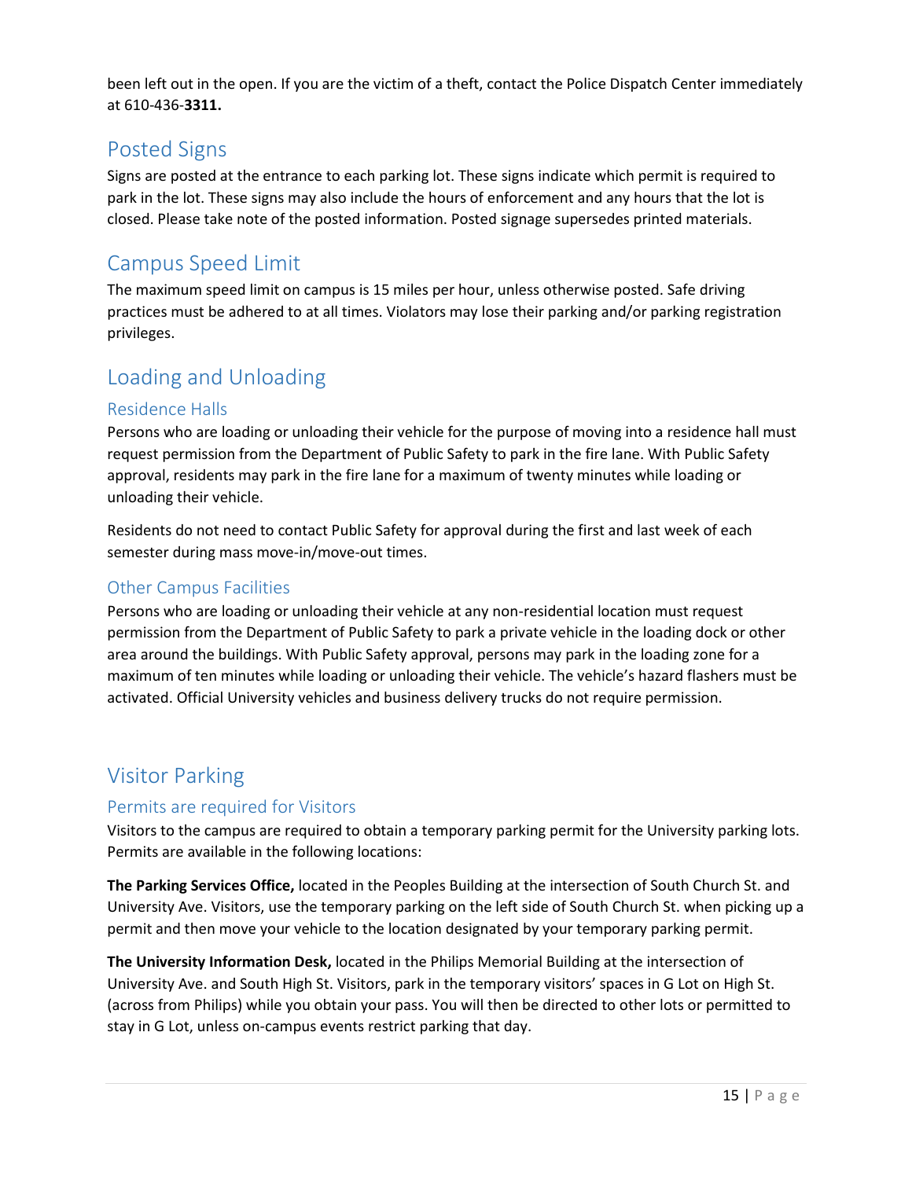been left out in the open. If you are the victim of a theft, contact the Police Dispatch Center immediately at 610-436-**3311.**

## Posted Signs

Signs are posted at the entrance to each parking lot. These signs indicate which permit is required to park in the lot. These signs may also include the hours of enforcement and any hours that the lot is closed. Please take note of the posted information. Posted signage supersedes printed materials.

## Campus Speed Limit

The maximum speed limit on campus is 15 miles per hour, unless otherwise posted. Safe driving practices must be adhered to at all times. Violators may lose their parking and/or parking registration privileges.

## Loading and Unloading

### Residence Halls

Persons who are loading or unloading their vehicle for the purpose of moving into a residence hall must request permission from the Department of Public Safety to park in the fire lane. With Public Safety approval, residents may park in the fire lane for a maximum of twenty minutes while loading or unloading their vehicle.

Residents do not need to contact Public Safety for approval during the first and last week of each semester during mass move-in/move-out times.

### Other Campus Facilities

Persons who are loading or unloading their vehicle at any non-residential location must request permission from the Department of Public Safety to park a private vehicle in the loading dock or other area around the buildings. With Public Safety approval, persons may park in the loading zone for a maximum of ten minutes while loading or unloading their vehicle. The vehicle's hazard flashers must be activated. Official University vehicles and business delivery trucks do not require permission.

## Visitor Parking

### Permits are required for Visitors

Visitors to the campus are required to obtain a temporary parking permit for the University parking lots. Permits are available in the following locations:

**The Parking Services Office,** located in the Peoples Building at the intersection of South Church St. and University Ave. Visitors, use the temporary parking on the left side of South Church St. when picking up a permit and then move your vehicle to the location designated by your temporary parking permit.

**The University Information Desk,** located in the Philips Memorial Building at the intersection of University Ave. and South High St. Visitors, park in the temporary visitors' spaces in G Lot on High St. (across from Philips) while you obtain your pass. You will then be directed to other lots or permitted to stay in G Lot, unless on-campus events restrict parking that day.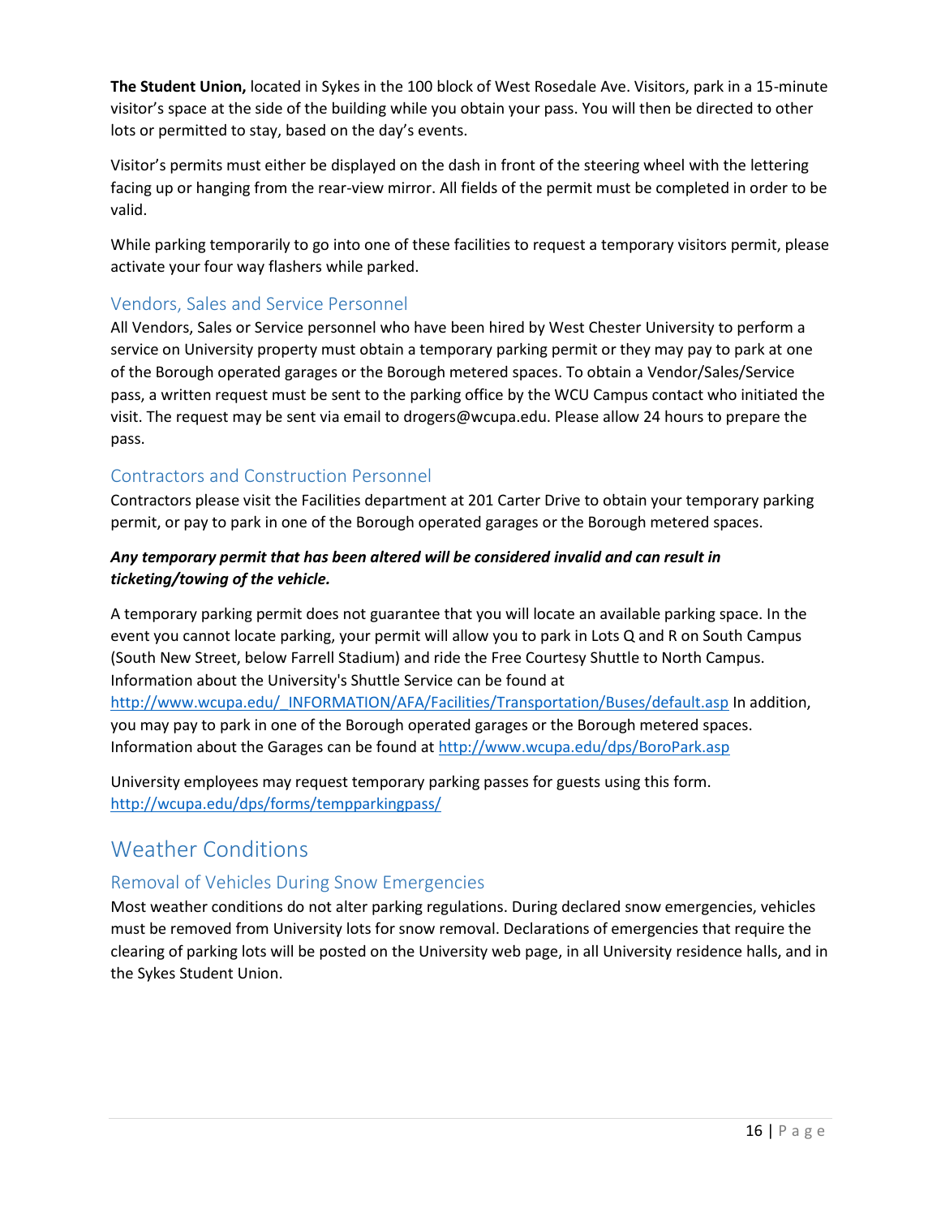**The Student Union,** located in Sykes in the 100 block of West Rosedale Ave. Visitors, park in a 15-minute visitor's space at the side of the building while you obtain your pass. You will then be directed to other lots or permitted to stay, based on the day's events.

Visitor's permits must either be displayed on the dash in front of the steering wheel with the lettering facing up or hanging from the rear-view mirror. All fields of the permit must be completed in order to be valid.

While parking temporarily to go into one of these facilities to request a temporary visitors permit, please activate your four way flashers while parked.

### Vendors, Sales and Service Personnel

All Vendors, Sales or Service personnel who have been hired by West Chester University to perform a service on University property must obtain a temporary parking permit or they may pay to park at one of the Borough operated garages or the Borough metered spaces. To obtain a Vendor/Sales/Service pass, a written request must be sent to the parking office by the WCU Campus contact who initiated the visit. The request may be sent via email to drogers@wcupa.edu. Please allow 24 hours to prepare the pass.

### Contractors and Construction Personnel

Contractors please visit the Facilities department at 201 Carter Drive to obtain your temporary parking permit, or pay to park in one of the Borough operated garages or the Borough metered spaces.

***Any temporary permit that has been altered will be considered invalid and can result in ticketing/towing of the vehicle.***

A temporary parking permit does not guarantee that you will locate an available parking space. In the event you cannot locate parking, your permit will allow you to park in Lots Q and R on South Campus (South New Street, below Farrell Stadium) and ride the Free Courtesy Shuttle to North Campus. Information about the University's Shuttle Service can be found at http://www.wcupa.edu/_INFORMATION/AFA/Facilities/Transportation/Buses/default.asp In addition, you may pay to park in one of the Borough operated garages or the Borough metered spaces. Information about the Garages can be found at http://www.wcupa.edu/dps/BoroPark.asp

University employees may request temporary parking passes for guests using this form. http://wcupa.edu/dps/forms/tempparkingpass/

## Weather Conditions

### Removal of Vehicles During Snow Emergencies

Most weather conditions do not alter parking regulations. During declared snow emergencies, vehicles must be removed from University lots for snow removal. Declarations of emergencies that require the clearing of parking lots will be posted on the University web page, in all University residence halls, and in the Sykes Student Union.